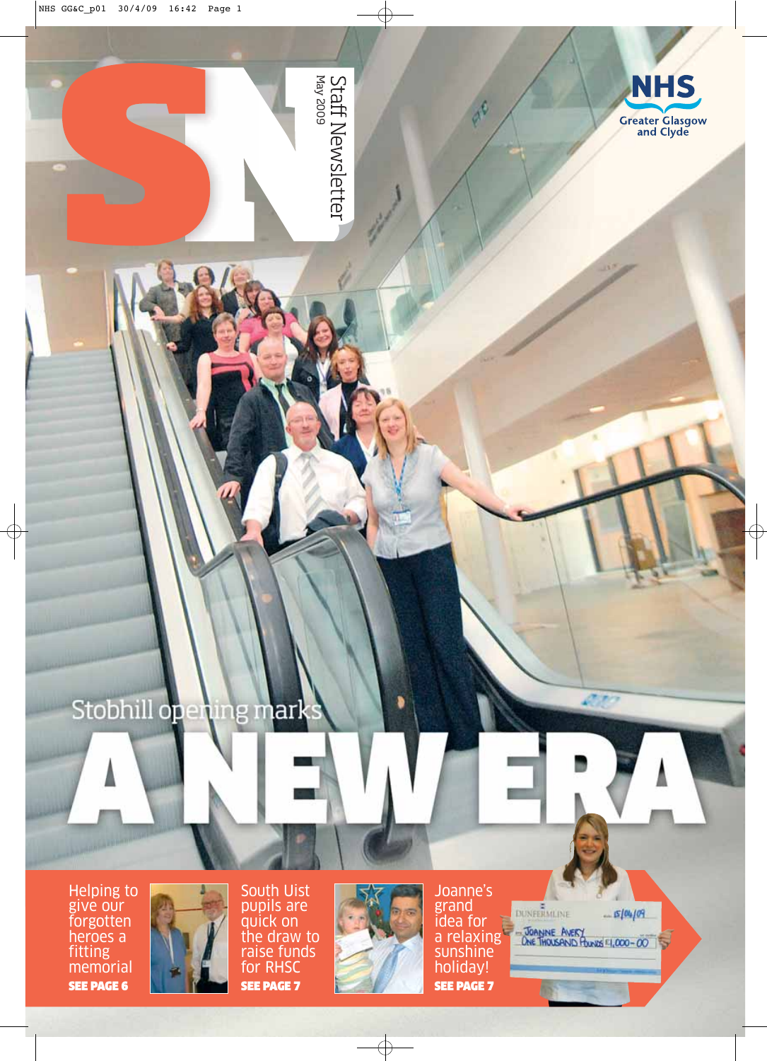# SN

Staff Newsletter
May 2009

NHS
Greater Glasgow and Clyde

Stobhill opening marks

# A NEW ERA

Helping to give our forgotten heroes a fitting memorial
**SEE PAGE 6**

South Uist pupils are quick on the draw to raise funds for RHSC
**SEE PAGE 7**

Joanne's grand idea for a relaxing sunshine holiday!
**SEE PAGE 7**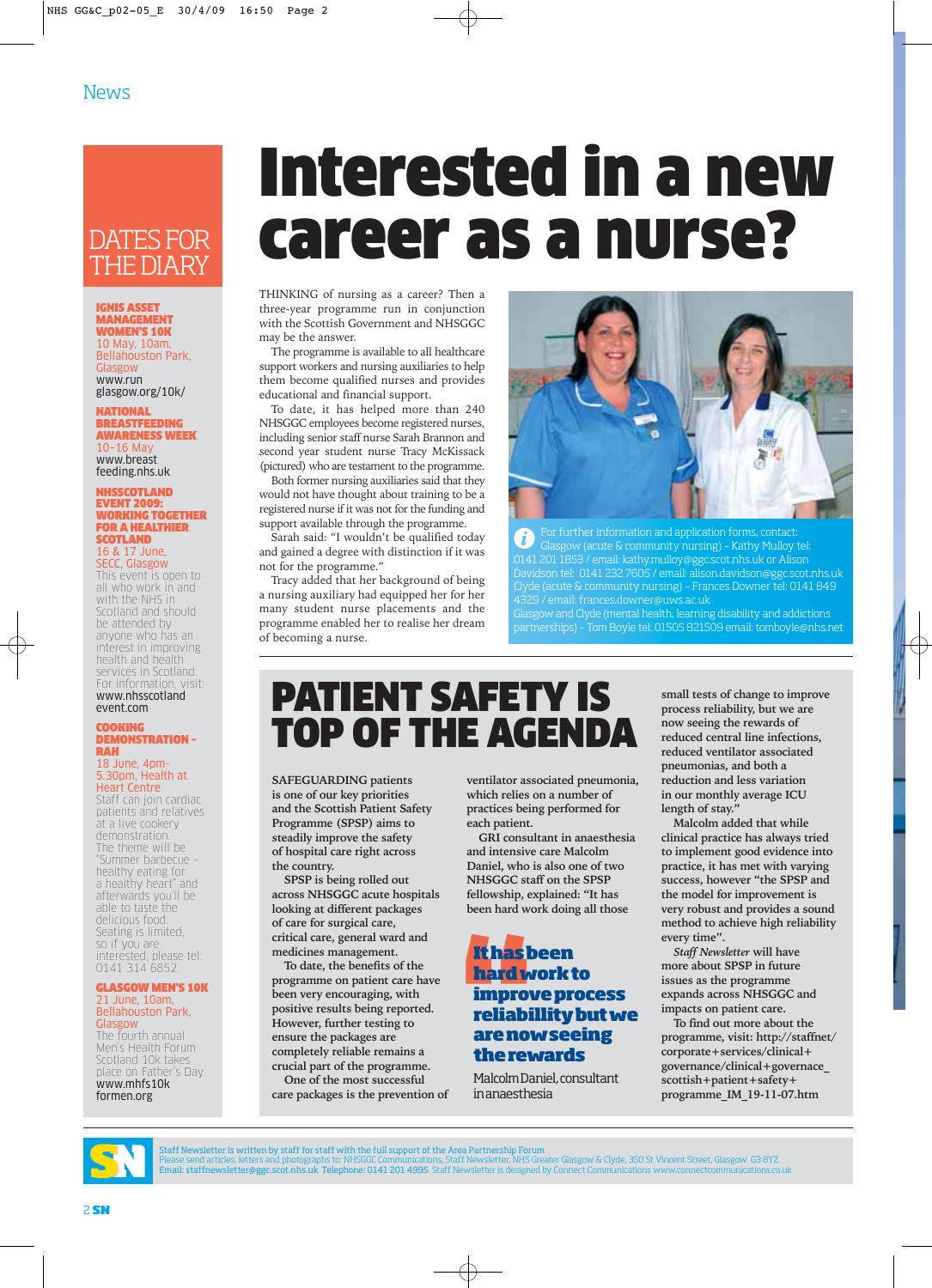News

## DATES FOR THE DIARY

**IGNIS ASSET MANAGEMENT WOMEN'S 10K**
10 May, 10am, Bellahouston Park, Glasgow
www.runglasgow.org/10k/

**NATIONAL BREASTFEEDING AWARENESS WEEK**
10–16 May
www.breastfeeding.nhs.uk

**NHSSCOTLAND EVENT 2009: WORKING TOGETHER FOR A HEALTHIER SCOTLAND**
16 & 17 June, SECC, Glasgow
This event is open to all who work in and with the NHS in Scotland and should be attended by anyone who has an interest in improving health and health services in Scotland. For information, visit: www.nhsscotlandevent.com

**COOKING DEMONSTRATION – RAH**
18 June, 4pm-5.30pm, Health at Heart Centre
Staff can join cardiac patients and relatives at a live cookery demonstration. The theme will be "Summer barbecue – healthy eating for a healthy heart" and afterwards you'll be able to taste the delicious food. Seating is limited, so if you are interested, please tel: 0141 314 6852.

**GLASGOW MEN'S 10K**
21 June, 10am, Bellahouston Park, Glasgow
The fourth annual Men's Health Forum Scotland 10k takes place on Father's Day.
www.mhfs10kformen.org

# Interested in a new career as a nurse?

THINKING of nursing as a career? Then a three-year programme run in conjunction with the Scottish Government and NHSGGC may be the answer.

The programme is available to all healthcare support workers and nursing auxiliaries to help them become qualified nurses and provides educational and financial support.

To date, it has helped more than 240 NHSGGC employees become registered nurses, including senior staff nurse Sarah Brannon and second year student nurse Tracy McKissack (pictured) who are testament to the programme.

Both former nursing auxiliaries said that they would not have thought about training to be a registered nurse if it was not for the funding and support available through the programme.

Sarah said: "I wouldn't be qualified today and gained a degree with distinction if it was not for the programme."

Tracy added that her background of being a nursing auxiliary had equipped her for her many student nurse placements and the programme enabled her to realise her dream of becoming a nurse.

For further information and application forms, contact:
Glasgow (acute & community nursing) – Kathy Mulloy tel: 0141 201 1853 / email: kathy.mulloy@ggc.scot.nhs.uk or Alison Davidson tel: 0141 232 7605 / email: alison.davidson@ggc.scot.nhs.uk
Clyde (acute & community nursing) – Frances Downer tel: 0141 849 4329 / email: frances.downer@uws.ac.uk
Glasgow and Clyde (mental health, learning disability and addictions partnerships) – Tom Boyle tel: 01505 821509 email: tomboyle@nhs.net

# PATIENT SAFETY IS TOP OF THE AGENDA

SAFEGUARDING patients is one of our key priorities and the Scottish Patient Safety Programme (SPSP) aims to steadily improve the safety of hospital care right across the country.

SPSP is being rolled out across NHSGGC acute hospitals looking at different packages of care for surgical care, critical care, general ward and medicines management.

To date, the benefits of the programme on patient care have been very encouraging, with positive results being reported. However, further testing to ensure the packages are completely reliable remains a crucial part of the programme.

One of the most successful care packages is the prevention of ventilator associated pneumonia, which relies on a number of practices being performed for each patient.

GRI consultant in anaesthesia and intensive care Malcolm Daniel, who is also one of two NHSGGC staff on the SPSP fellowship, explained: "It has been hard work doing all those small tests of change to improve process reliability, but we are now seeing the rewards of reduced central line infections, reduced ventilator associated pneumonias, and both a reduction and less variation in our monthly average ICU length of stay."

> **It has been hard work to improve process reliabillity but we are now seeing the rewards**
>
> Malcolm Daniel, consultant in anaesthesia

Malcolm added that while clinical practice has always tried to implement good evidence into practice, it has met with varying success, however "the SPSP and the model for improvement is very robust and provides a sound method to achieve high reliability every time".

*Staff Newsletter* will have more about SPSP in future issues as the programme expands across NHSGGC and impacts on patient care.

To find out more about the programme, visit: http://staffnet/corporate+services/clinical+governance/clinical+governance_scottish+patient+safety+programme_IM_19-11-07.htm

Staff Newsletter is written by staff for staff with the full support of the Area Partnership Forum
Please send articles, letters and photographs to: NHSGGC Communications, Staff Newsletter, NHS Greater Glasgow & Clyde, 350 St Vincent Street, Glasgow G3 8YZ
Email: staffnewsletter@ggc.scot.nhs.uk Telephone: 0141 201 4995 Staff Newsletter is designed by Connect Communications www.connectcommunications.co.uk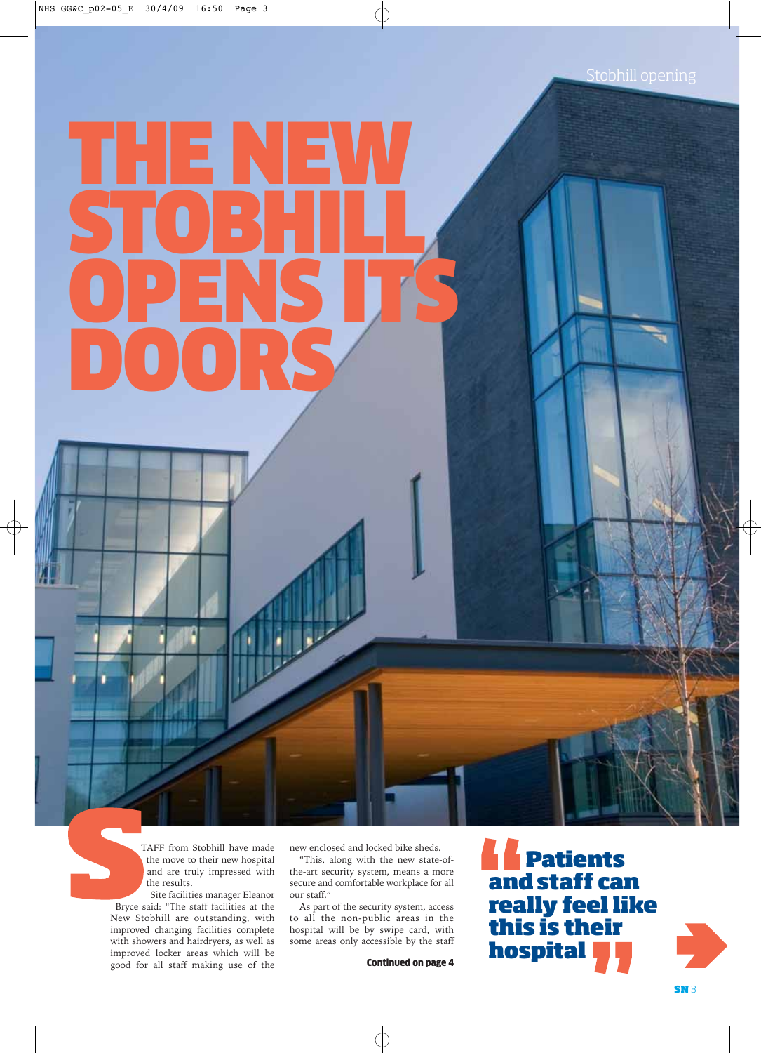Stobhill opening

# THE NEW STOBHILL OPENS ITS DOORS

STAFF from Stobhill have made the move to their new hospital and are truly impressed with the results.

Site facilities manager Eleanor Bryce said: "The staff facilities at the New Stobhill are outstanding, with improved changing facilities complete with showers and hairdryers, as well as improved locker areas which will be good for all staff making use of the new enclosed and locked bike sheds.

"This, along with the new state-of-the-art security system, means a more secure and comfortable workplace for all our staff."

As part of the security system, access to all the non-public areas in the hospital will be by swipe card, with some areas only accessible by the staff

**Continued on page 4**

> **"Patients and staff can really feel like this is their hospital"**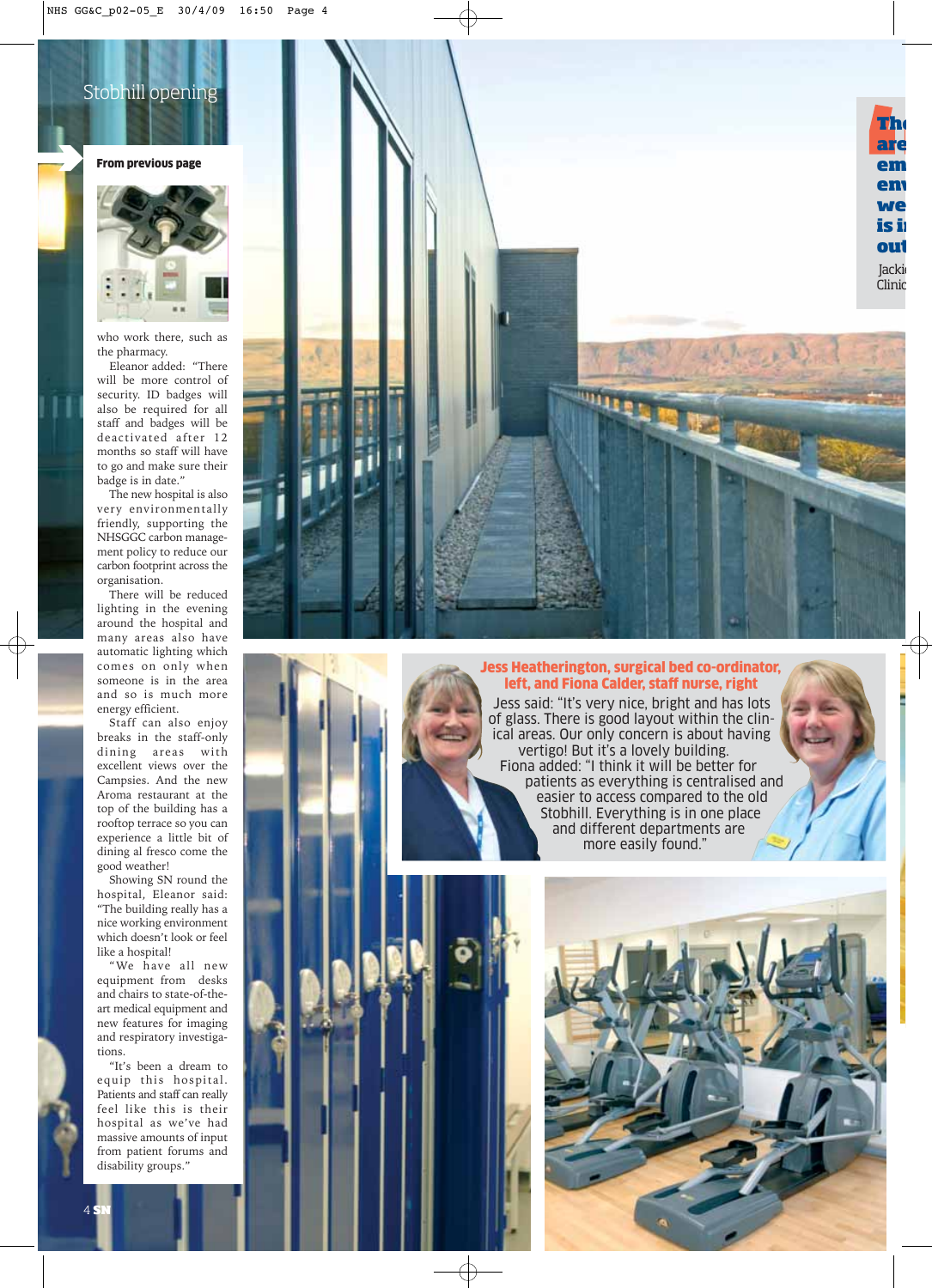## Stobhill opening

**From previous page**

who work there, such as the pharmacy.

Eleanor added: "There will be more control of security. ID badges will also be required for all staff and badges will be deactivated after 12 months so staff will have to go and make sure their badge is in date."

The new hospital is also very environmentally friendly, supporting the NHSGGC carbon management policy to reduce our carbon footprint across the organisation.

There will be reduced lighting in the evening around the hospital and many areas also have automatic lighting which comes on only when someone is in the area and so is much more energy efficient.

Staff can also enjoy breaks in the staff-only dining areas with excellent views over the Campsies. And the new Aroma restaurant at the top of the building has a rooftop terrace so you can experience a little bit of dining al fresco come the good weather!

Showing SN round the hospital, Eleanor said: "The building really has a nice working environment which doesn't look or feel like a hospital!

"We have all new equipment from desks and chairs to state-of-the-art medical equipment and new features for imaging and respiratory investigations.

"It's been a dream to equip this hospital. Patients and staff can really feel like this is their hospital as we've had massive amounts of input from patient forums and disability groups."

**Jess Heatherington, surgical bed co-ordinator, left, and Fiona Calder, staff nurse, right**

Jess said: "It's very nice, bright and has lots of glass. There is good layout within the clinical areas. Our only concern is about having vertigo! But it's a lovely building.

Fiona added: "I think it will be better for patients as everything is centralised and easier to access compared to the old Stobhill. Everything is in one place and different departments are more easily found."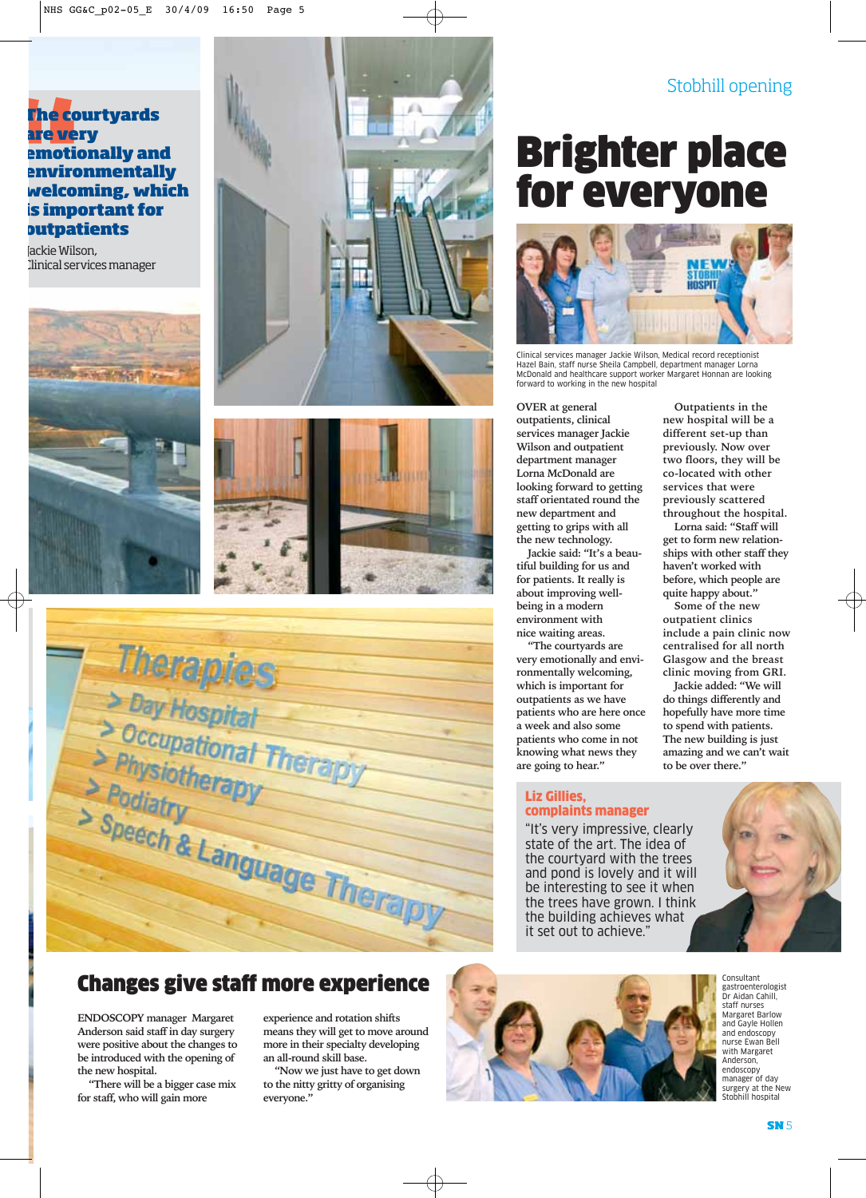Stobhill opening

# Brighter place for everyone

Clinical services manager Jackie Wilson, Medical record receptionist Hazel Bain, staff nurse Sheila Campbell, department manager Lorna McDonald and healthcare support worker Margaret Honnan are looking forward to working in the new hospital

OVER at general outpatients, clinical services manager Jackie Wilson and outpatient department manager Lorna McDonald are looking forward to getting staff orientated round the new department and getting to grips with all the new technology.

Jackie said: "It's a beautiful building for us and for patients. It really is about improving well-being in a modern environment with nice waiting areas.

"The courtyards are very emotionally and environmentally welcoming, which is important for outpatients as we have patients who are here once a week and also some patients who come in not knowing what news they are going to hear."

Outpatients in the new hospital will be a different set-up than previously. Now over two floors, they will be co-located with other services that were previously scattered throughout the hospital.

Lorna said: "Staff will get to form new relationships with other staff they haven't worked with before, which people are quite happy about."

Some of the new outpatient clinics include a pain clinic now centralised for all north Glasgow and the breast clinic moving from GRI.

Jackie added: "We will do things differently and hopefully have more time to spend with patients. The new building is just amazing and we can't wait to be over there."

**"The courtyards are very emotionally and environmentally welcoming, which is important for outpatients"**

Jackie Wilson, Clinical services manager

**Liz Gillies, complaints manager**

"It's very impressive, clearly state of the art. The idea of the courtyard with the trees and pond is lovely and it will be interesting to see it when the trees have grown. I think the building achieves what it set out to achieve."

## Changes give staff more experience

ENDOSCOPY manager Margaret Anderson said staff in day surgery were positive about the changes to be introduced with the opening of the new hospital.

"There will be a bigger case mix for staff, who will gain more experience and rotation shifts means they will get to move around more in their specialty developing an all-round skill base.

"Now we just have to get down to the nitty gritty of organising everyone."

Consultant gastroenterologist Dr Aidan Cahill, staff nurses Margaret Barlow and Gayle Hollen and endoscopy nurse Ewan Bell with Margaret Anderson, endoscopy manager of day surgery at the New Stobhill hospital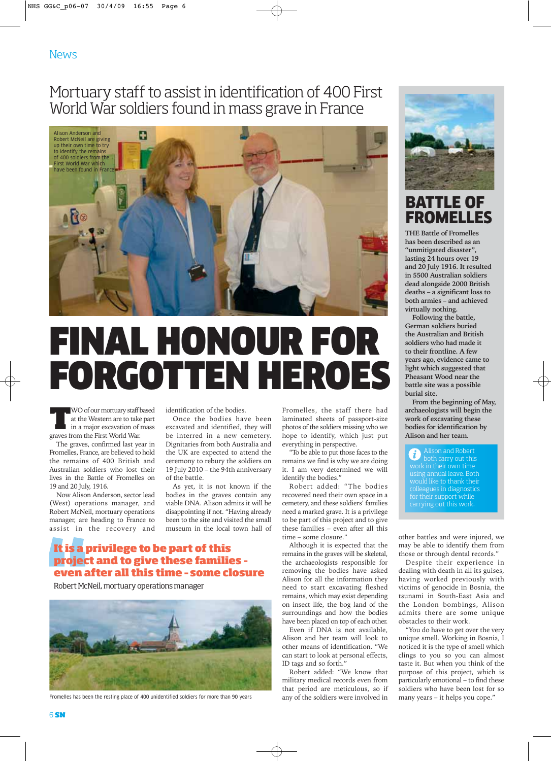News

# Mortuary staff to assist in identification of 400 First World War soldiers found in mass grave in France

Alison Anderson and Robert McNeil are giving up their own time to try to identify the remains of 400 soldiers from the First World War which have been found in France

# FINAL HONOUR FOR FORGOTTEN HEROES

TWO of our mortuary staff based at the Western are to take part in a major excavation of mass graves from the First World War.

The graves, confirmed last year in Fromelles, France, are believed to hold the remains of 400 British and Australian soldiers who lost their lives in the Battle of Fromelles on 19 and 20 July, 1916.

Now Alison Anderson, sector lead (West) operations manager, and Robert McNeil, mortuary operations manager, are heading to France to assist in the recovery and identification of the bodies.

Once the bodies have been excavated and identified, they will be interred in a new cemetery. Dignitaries from both Australia and the UK are expected to attend the ceremony to rebury the soldiers on 19 July 2010 – the 94th anniversary of the battle.

As yet, it is not known if the bodies in the graves contain any viable DNA. Alison admits it will be disappointing if not. "Having already been to the site and visited the small museum in the local town hall of Fromelles, the staff there had laminated sheets of passport-size photos of the soldiers missing who we hope to identify, which just put everything in perspective.

"To be able to put those faces to the remains we find is why we are doing it. I am very determined we will identify the bodies."

Robert added: "The bodies recovered need their own space in a cemetery, and these soldiers' families need a marked grave. It is a privilege to be part of this project and to give these families – even after all this time – some closure."

> **It is a privilege to be part of this project and to give these families - even after all this time - some closure**
>
> Robert McNeil, mortuary operations manager

Fromelles has been the resting place of 400 unidentified soldiers for more than 90 years

Although it is expected that the remains in the graves will be skeletal, the archaeologists responsible for removing the bodies have asked Alison for all the information they need to start excavating fleshed remains, which may exist depending on insect life, the bog land of the surroundings and how the bodies have been placed on top of each other.

Even if DNA is not available, Alison and her team will look to other means of identification. "We can start to look at personal effects, ID tags and so forth."

Robert added: "We know that military medical records even from that period are meticulous, so if any of the soldiers were involved in other battles and were injured, we may be able to identify them from those or through dental records."

Despite their experience in dealing with death in all its guises, having worked previously with victims of genocide in Bosnia, the tsunami in South-East Asia and the London bombings, Alison admits there are some unique obstacles to their work.

"You do have to get over the very unique smell. Working in Bosnia, I noticed it is the type of smell which clings to you so you can almost taste it. But when you think of the purpose of this project, which is particularly emotional – to find these soldiers who have been lost for so many years – it helps you cope."

## BATTLE OF FROMELLES

**THE Battle of Fromelles has been described as an "unmitigated disaster", lasting 24 hours over 19 and 20 July 1916. It resulted in 5500 Australian soldiers dead alongside 2000 British deaths – a significant loss to both armies – and achieved virtually nothing.**

**Following the battle, German soldiers buried the Australian and British soldiers who had made it to their frontline. A few years ago, evidence came to light which suggested that Pheasant Wood near the battle site was a possible burial site.**

**From the beginning of May, archaeologists will begin the work of excavating these bodies for identification by Alison and her team.**

> Alison and Robert both carry out this work in their own time using annual leave. Both would like to thank their colleagues in diagnostics for their support while carrying out this work.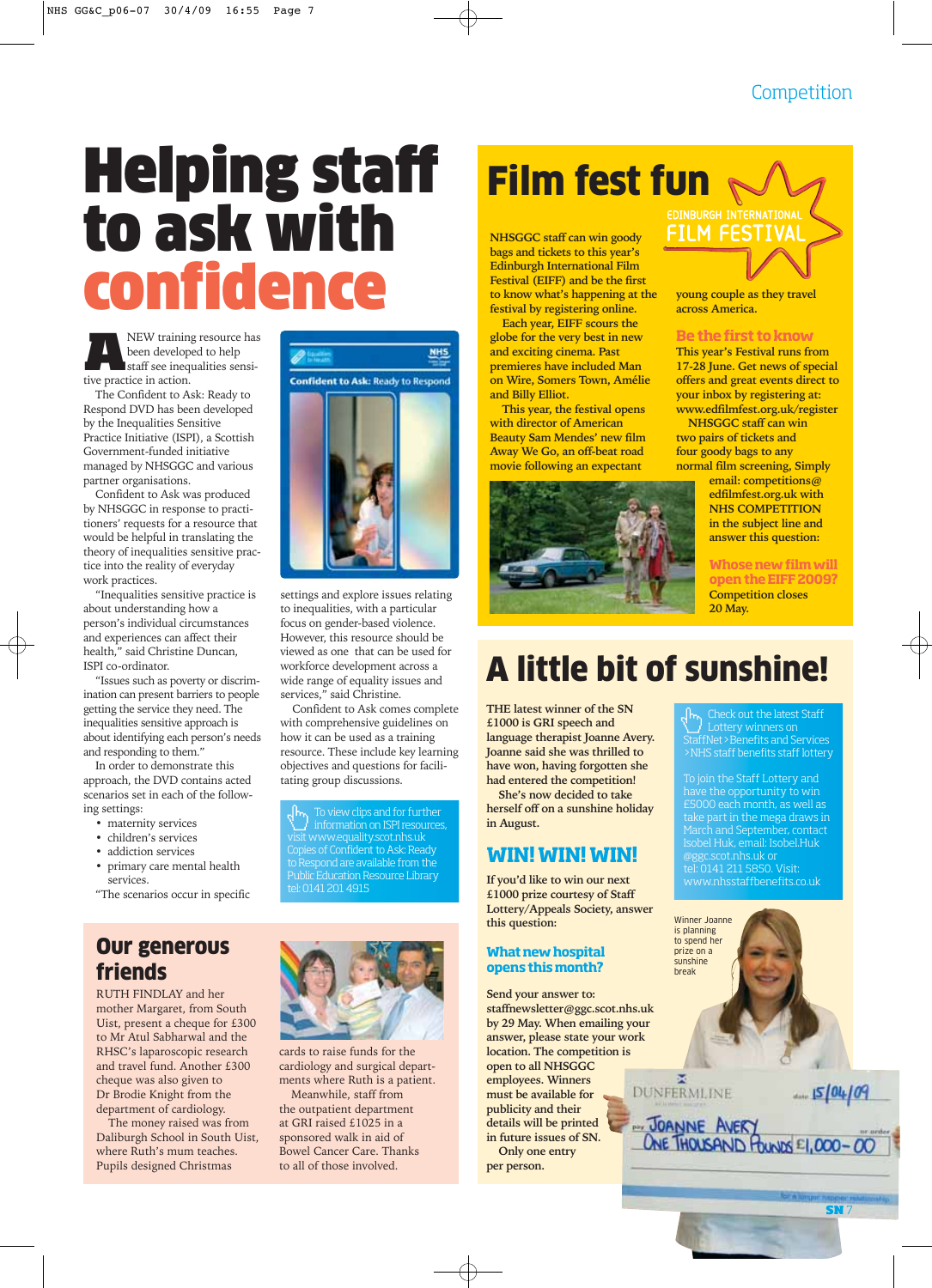# Helping staff to ask with confidence

A NEW training resource has been developed to help staff see inequalities sensitive practice in action.

The Confident to Ask: Ready to Respond DVD has been developed by the Inequalities Sensitive Practice Initiative (ISPI), a Scottish Government-funded initiative managed by NHSGGC and various partner organisations.

Confident to Ask was produced by NHSGGC in response to practitioners' requests for a resource that would be helpful in translating the theory of inequalities sensitive practice into the reality of everyday work practices.

"Inequalities sensitive practice is about understanding how a person's individual circumstances and experiences can affect their health," said Christine Duncan, ISPI co-ordinator.

"Issues such as poverty or discrimination can present barriers to people getting the service they need. The inequalities sensitive approach is about identifying each person's needs and responding to them."

In order to demonstrate this approach, the DVD contains acted scenarios set in each of the following settings:

- maternity services
- children's services
- addiction services
- primary care mental health services.

"The scenarios occur in specific settings and explore issues relating to inequalities, with a particular focus on gender-based violence. However, this resource should be viewed as one that can be used for workforce development across a wide range of equality issues and services," said Christine.

Confident to Ask comes complete with comprehensive guidelines on how it can be used as a training resource. These include key learning objectives and questions for facilitating group discussions.

To view clips and for further information on ISPI resources, visit www.equality.scot.nhs.uk Copies of Confident to Ask: Ready to Respond are available from the Public Education Resource Library tel: 0141 201 4915

## Our generous friends

RUTH FINDLAY and her mother Margaret, from South Uist, present a cheque for £300 to Mr Atul Sabharwal and the RHSC's laparoscopic research and travel fund. Another £300 cheque was also given to Dr Brodie Knight from the department of cardiology.

The money raised was from Daliburgh School in South Uist, where Ruth's mum teaches. Pupils designed Christmas cards to raise funds for the cardiology and surgical departments where Ruth is a patient.

Meanwhile, staff from the outpatient department at GRI raised £1025 in a sponsored walk in aid of Bowel Cancer Care. Thanks to all of those involved.

# Film fest fun

NHSGGC staff can win goody bags and tickets to this year's Edinburgh International Film Festival (EIFF) and be the first to know what's happening at the festival by registering online.

Each year, EIFF scours the globe for the very best in new and exciting cinema. Past premieres have included Man on Wire, Somers Town, Amélie and Billy Elliot.

This year, the festival opens with director of American Beauty Sam Mendes' new film Away We Go, an off-beat road movie following an expectant young couple as they travel across America.

### Be the first to know

This year's Festival runs from 17-28 June. Get news of special offers and great events direct to your inbox by registering at: www.edfilmfest.org.uk/register

NHSGGC staff can win two pairs of tickets and four goody bags to any normal film screening. Simply email: competitions@edfilmfest.org.uk with **NHS COMPETITION** in the subject line and answer this question:

**Whose new film will open the EIFF 2009?**

Competition closes 20 May.

# A little bit of sunshine!

THE latest winner of the SN £1000 is GRI speech and language therapist Joanne Avery. Joanne said she was thrilled to have won, having forgotten she had entered the competition!

She's now decided to take herself off on a sunshine holiday in August.

## WIN! WIN! WIN!

If you'd like to win our next £1000 prize courtesy of Staff Lottery/Appeals Society, answer this question:

**What new hospital opens this month?**

Send your answer to: staffnewsletter@ggc.scot.nhs.uk by 29 May. When emailing your answer, please state your work location. The competition is open to all NHSGGC employees. Winners must be available for publicity and their details will be printed in future issues of SN.

Only one entry per person.

Check out the latest Staff Lottery winners on StaffNet > Benefits and Services > NHS staff benefits staff lottery

To join the Staff Lottery and have the opportunity to win £5000 each month, as well as take part in the mega draws in March and September, contact Isobel Huk, email: Isobel.Huk@ggc.scot.nhs.uk or tel: 0141 211 5850. Visit: www.nhsstaffbenefits.co.uk

Winner Joanne is planning to spend her prize on a sunshine break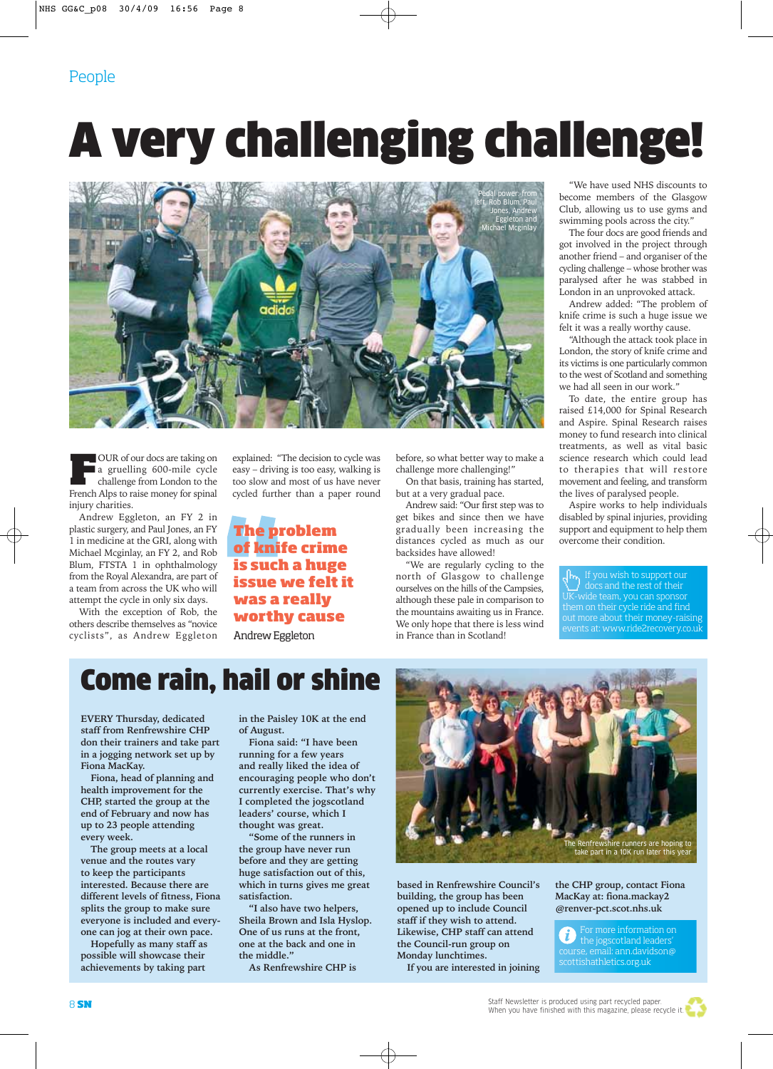People

# A very challenging challenge!

Pedal power: from left, Rob Blum, Paul Jones, Andrew Eggleton and Michael Mcginlay

FOUR of our docs are taking on a gruelling 600-mile cycle challenge from London to the French Alps to raise money for spinal injury charities.

Andrew Eggleton, an FY 2 in plastic surgery, and Paul Jones, an FY 1 in medicine at the GRI, along with Michael Mcginlay, an FY 2, and Rob Blum, FTSTA 1 in ophthalmology from the Royal Alexandra, are part of a team from across the UK who will attempt the cycle in only six days.

With the exception of Rob, the others describe themselves as "novice cyclists", as Andrew Eggleton explained: "The decision to cycle was easy – driving is too easy, walking is too slow and most of us have never cycled further than a paper round before, so what better way to make a challenge more challenging!"

> The problem of knife crime is such a huge issue we felt it was a really worthy cause
>
> Andrew Eggleton

On that basis, training has started, but at a very gradual pace.

Andrew said: "Our first step was to get bikes and since then we have gradually been increasing the distances cycled as much as our backsides have allowed!

"We are regularly cycling to the north of Glasgow to challenge ourselves on the hills of the Campsies, although these pale in comparison to the mountains awaiting us in France. We only hope that there is less wind in France than in Scotland!

"We have used NHS discounts to become members of the Glasgow Club, allowing us to use gyms and swimming pools across the city."

The four docs are good friends and got involved in the project through another friend – and organiser of the cycling challenge – whose brother was paralysed after he was stabbed in London in an unprovoked attack.

Andrew added: "The problem of knife crime is such a huge issue we felt it was a really worthy cause.

"Although the attack took place in London, the story of knife crime and its victims is one particularly common to the west of Scotland and something we had all seen in our work."

To date, the entire group has raised £14,000 for Spinal Research and Aspire. Spinal Research raises money to fund research into clinical treatments, as well as vital basic science research which could lead to therapies that will restore movement and feeling, and transform the lives of paralysed people.

Aspire works to help individuals disabled by spinal injuries, providing support and equipment to help them overcome their condition.

If you wish to support our docs and the rest of their UK-wide team, you can sponsor them on their cycle ride and find out more about their money-raising events at: www.ride2recovery.co.uk

# Come rain, hail or shine

The Renfrewshire runners are hoping to take part in a 10K run later this year

EVERY Thursday, dedicated staff from Renfrewshire CHP don their trainers and take part in a jogging network set up by Fiona MacKay.

Fiona, head of planning and health improvement for the CHP, started the group at the end of February and now has up to 23 people attending every week.

The group meets at a local venue and the routes vary to keep the participants interested. Because there are different levels of fitness, Fiona splits the group to make sure everyone is included and everyone can jog at their own pace.

Hopefully as many staff as possible will showcase their achievements by taking part in the Paisley 10K at the end of August.

Fiona said: "I have been running for a few years and really liked the idea of encouraging people who don't currently exercise. That's why I completed the jogscotland leaders' course, which I thought was great.

"Some of the runners in the group have never run before and they are getting huge satisfaction out of this, which in turns gives me great satisfaction.

"I also have two helpers, Sheila Brown and Isla Hyslop. One of us runs at the front, one at the back and one in the middle."

As Renfrewshire CHP is based in Renfrewshire Council's building, the group has been opened up to include Council staff if they wish to attend. Likewise, CHP staff can attend the Council-run group on Monday lunchtimes.

If you are interested in joining the CHP group, contact Fiona MacKay at: fiona.mackay2@renver-pct.scot.nhs.uk

For more information on the jogscotland leaders' course, email: ann.davidson@scottishathletics.org.uk

Staff Newsletter is produced using part recycled paper. When you have finished with this magazine, please recycle it.